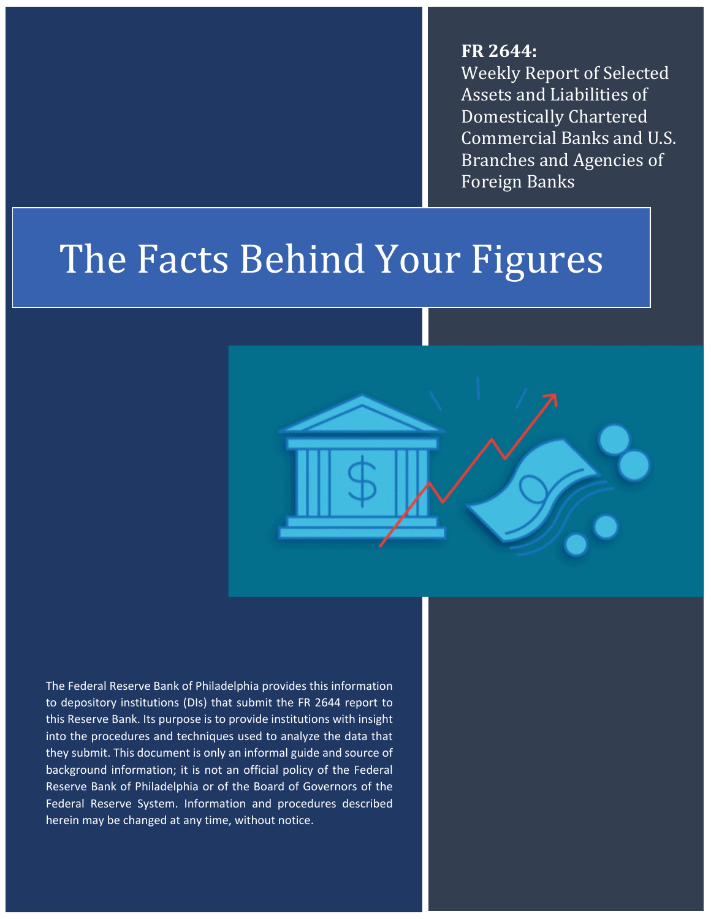**FR 2644:**
Weekly Report of Selected Assets and Liabilities of Domestically Chartered Commercial Banks and U.S. Branches and Agencies of Foreign Banks

# The Facts Behind Your Figures

The Federal Reserve Bank of Philadelphia provides this information to depository institutions (DIs) that submit the FR 2644 report to this Reserve Bank. Its purpose is to provide institutions with insight into the procedures and techniques used to analyze the data that they submit. This document is only an informal guide and source of background information; it is not an official policy of the Federal Reserve Bank of Philadelphia or of the Board of Governors of the Federal Reserve System. Information and procedures described herein may be changed at any time, without notice.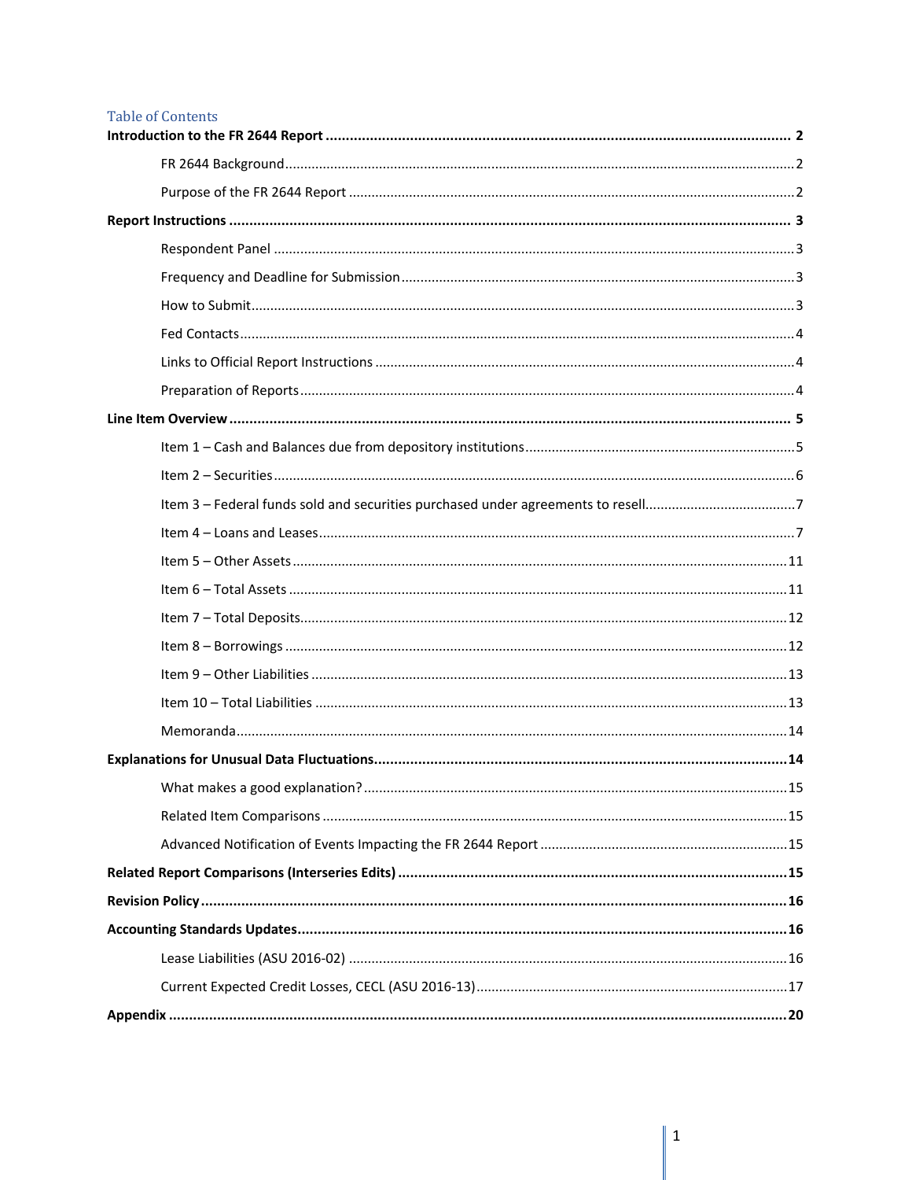# Table of Contents

**Introduction to the FR 2644 Report** .......... **2**

- FR 2644 Background .......... 2
- Purpose of the FR 2644 Report .......... 2

**Report Instructions** .......... **3**

- Respondent Panel .......... 3
- Frequency and Deadline for Submission .......... 3
- How to Submit .......... 3
- Fed Contacts .......... 4
- Links to Official Report Instructions .......... 4
- Preparation of Reports .......... 4

**Line Item Overview** .......... **5**

- Item 1 – Cash and Balances due from depository institutions .......... 5
- Item 2 – Securities .......... 6
- Item 3 – Federal funds sold and securities purchased under agreements to resell .......... 7
- Item 4 – Loans and Leases .......... 7
- Item 5 – Other Assets .......... 11
- Item 6 – Total Assets .......... 11
- Item 7 – Total Deposits .......... 12
- Item 8 – Borrowings .......... 12
- Item 9 – Other Liabilities .......... 13
- Item 10 – Total Liabilities .......... 13
- Memoranda .......... 14

**Explanations for Unusual Data Fluctuations** .......... **14**

- What makes a good explanation? .......... 15
- Related Item Comparisons .......... 15
- Advanced Notification of Events Impacting the FR 2644 Report .......... 15

**Related Report Comparisons (Interseries Edits)** .......... **15**

**Revision Policy** .......... **16**

**Accounting Standards Updates** .......... **16**

- Lease Liabilities (ASU 2016-02) .......... 16
- Current Expected Credit Losses, CECL (ASU 2016-13) .......... 17

**Appendix** .......... **20**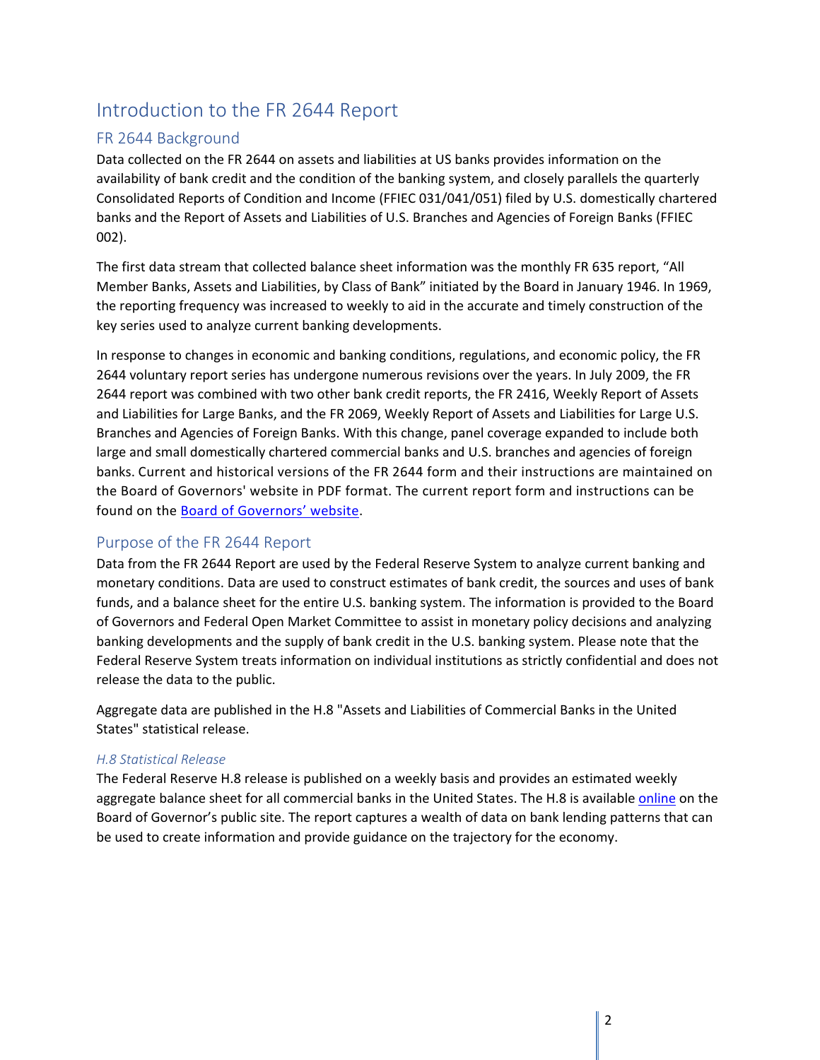# Introduction to the FR 2644 Report

## FR 2644 Background

Data collected on the FR 2644 on assets and liabilities at US banks provides information on the availability of bank credit and the condition of the banking system, and closely parallels the quarterly Consolidated Reports of Condition and Income (FFIEC 031/041/051) filed by U.S. domestically chartered banks and the Report of Assets and Liabilities of U.S. Branches and Agencies of Foreign Banks (FFIEC 002).

The first data stream that collected balance sheet information was the monthly FR 635 report, "All Member Banks, Assets and Liabilities, by Class of Bank" initiated by the Board in January 1946. In 1969, the reporting frequency was increased to weekly to aid in the accurate and timely construction of the key series used to analyze current banking developments.

In response to changes in economic and banking conditions, regulations, and economic policy, the FR 2644 voluntary report series has undergone numerous revisions over the years. In July 2009, the FR 2644 report was combined with two other bank credit reports, the FR 2416, Weekly Report of Assets and Liabilities for Large Banks, and the FR 2069, Weekly Report of Assets and Liabilities for Large U.S. Branches and Agencies of Foreign Banks. With this change, panel coverage expanded to include both large and small domestically chartered commercial banks and U.S. branches and agencies of foreign banks. Current and historical versions of the FR 2644 form and their instructions are maintained on the Board of Governors' website in PDF format. The current report form and instructions can be found on the Board of Governors' website.

## Purpose of the FR 2644 Report

Data from the FR 2644 Report are used by the Federal Reserve System to analyze current banking and monetary conditions. Data are used to construct estimates of bank credit, the sources and uses of bank funds, and a balance sheet for the entire U.S. banking system. The information is provided to the Board of Governors and Federal Open Market Committee to assist in monetary policy decisions and analyzing banking developments and the supply of bank credit in the U.S. banking system. Please note that the Federal Reserve System treats information on individual institutions as strictly confidential and does not release the data to the public.

Aggregate data are published in the H.8 "Assets and Liabilities of Commercial Banks in the United States" statistical release.

### *H.8 Statistical Release*

The Federal Reserve H.8 release is published on a weekly basis and provides an estimated weekly aggregate balance sheet for all commercial banks in the United States. The H.8 is available online on the Board of Governor's public site. The report captures a wealth of data on bank lending patterns that can be used to create information and provide guidance on the trajectory for the economy.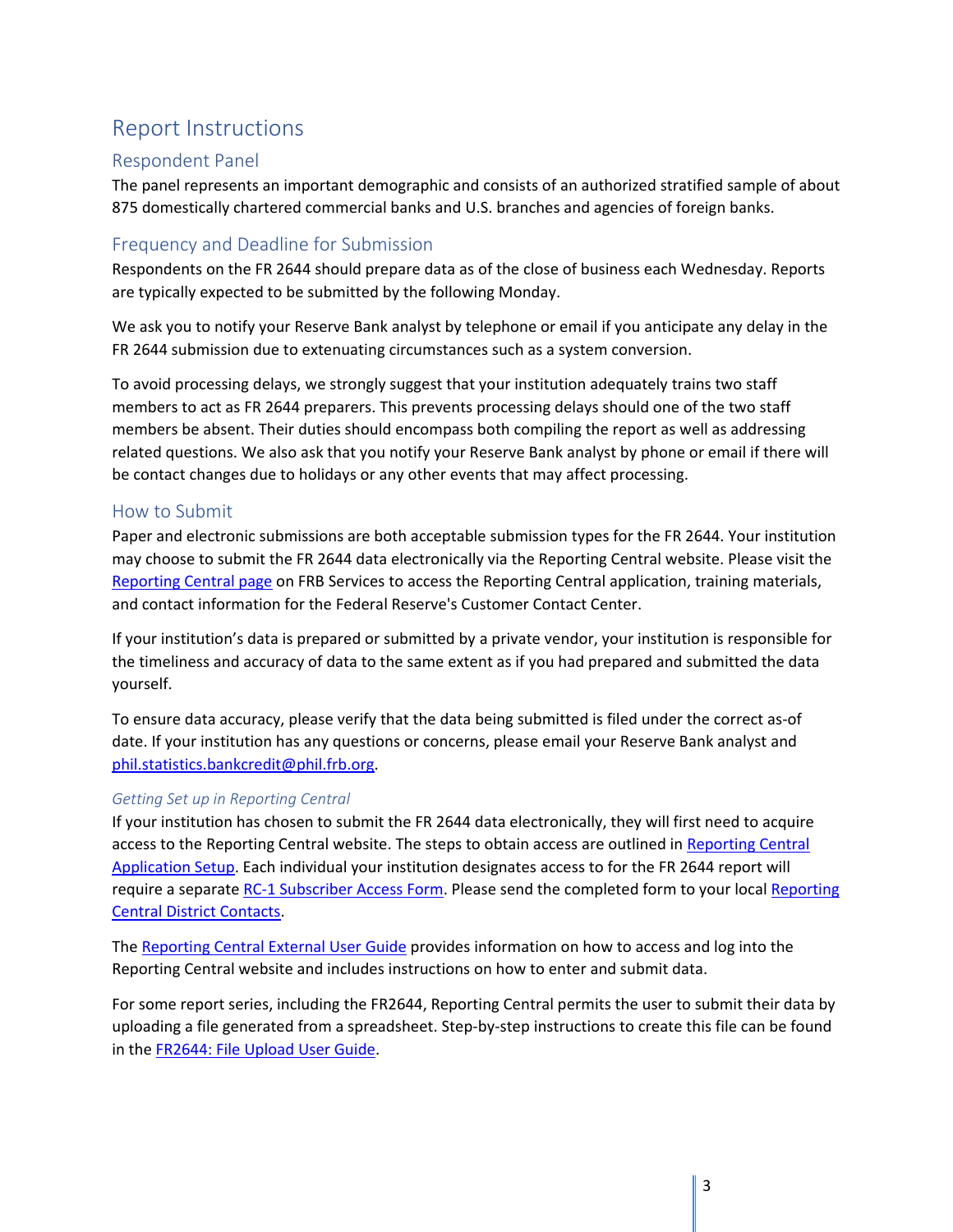# Report Instructions

## Respondent Panel

The panel represents an important demographic and consists of an authorized stratified sample of about 875 domestically chartered commercial banks and U.S. branches and agencies of foreign banks.

## Frequency and Deadline for Submission

Respondents on the FR 2644 should prepare data as of the close of business each Wednesday. Reports are typically expected to be submitted by the following Monday.

We ask you to notify your Reserve Bank analyst by telephone or email if you anticipate any delay in the FR 2644 submission due to extenuating circumstances such as a system conversion.

To avoid processing delays, we strongly suggest that your institution adequately trains two staff members to act as FR 2644 preparers. This prevents processing delays should one of the two staff members be absent. Their duties should encompass both compiling the report as well as addressing related questions. We also ask that you notify your Reserve Bank analyst by phone or email if there will be contact changes due to holidays or any other events that may affect processing.

## How to Submit

Paper and electronic submissions are both acceptable submission types for the FR 2644. Your institution may choose to submit the FR 2644 data electronically via the Reporting Central website. Please visit the Reporting Central page on FRB Services to access the Reporting Central application, training materials, and contact information for the Federal Reserve's Customer Contact Center.

If your institution's data is prepared or submitted by a private vendor, your institution is responsible for the timeliness and accuracy of data to the same extent as if you had prepared and submitted the data yourself.

To ensure data accuracy, please verify that the data being submitted is filed under the correct as-of date. If your institution has any questions or concerns, please email your Reserve Bank analyst and phil.statistics.bankcredit@phil.frb.org.

### *Getting Set up in Reporting Central*

If your institution has chosen to submit the FR 2644 data electronically, they will first need to acquire access to the Reporting Central website. The steps to obtain access are outlined in Reporting Central Application Setup. Each individual your institution designates access to for the FR 2644 report will require a separate RC-1 Subscriber Access Form. Please send the completed form to your local Reporting Central District Contacts.

The Reporting Central External User Guide provides information on how to access and log into the Reporting Central website and includes instructions on how to enter and submit data.

For some report series, including the FR2644, Reporting Central permits the user to submit their data by uploading a file generated from a spreadsheet. Step-by-step instructions to create this file can be found in the FR2644: File Upload User Guide.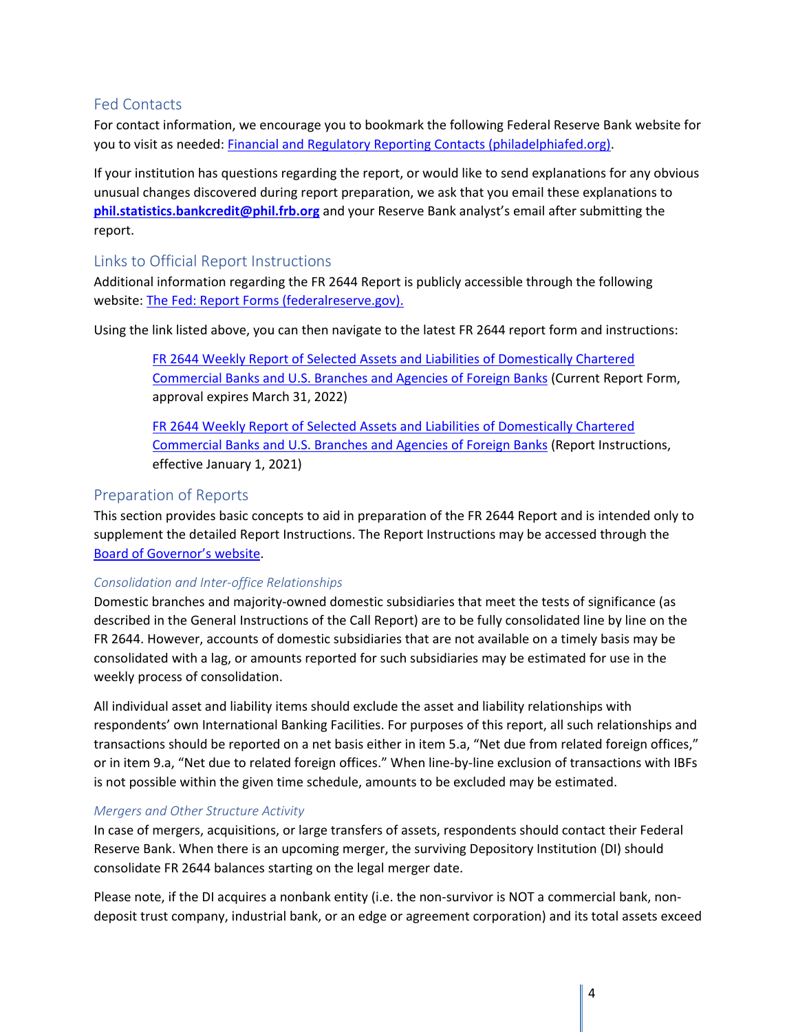## Fed Contacts

For contact information, we encourage you to bookmark the following Federal Reserve Bank website for you to visit as needed: [Financial and Regulatory Reporting Contacts (philadelphiafed.org)](#).

If your institution has questions regarding the report, or would like to send explanations for any obvious unusual changes discovered during report preparation, we ask that you email these explanations to **phil.statistics.bankcredit@phil.frb.org** and your Reserve Bank analyst's email after submitting the report.

## Links to Official Report Instructions

Additional information regarding the FR 2644 Report is publicly accessible through the following website: [The Fed: Report Forms (federalreserve.gov).](#)

Using the link listed above, you can then navigate to the latest FR 2644 report form and instructions:

> [FR 2644 Weekly Report of Selected Assets and Liabilities of Domestically Chartered Commercial Banks and U.S. Branches and Agencies of Foreign Banks](#) (Current Report Form, approval expires March 31, 2022)
>
> [FR 2644 Weekly Report of Selected Assets and Liabilities of Domestically Chartered Commercial Banks and U.S. Branches and Agencies of Foreign Banks](#) (Report Instructions, effective January 1, 2021)

## Preparation of Reports

This section provides basic concepts to aid in preparation of the FR 2644 Report and is intended only to supplement the detailed Report Instructions. The Report Instructions may be accessed through the [Board of Governor's website](#).

### *Consolidation and Inter-office Relationships*

Domestic branches and majority-owned domestic subsidiaries that meet the tests of significance (as described in the General Instructions of the Call Report) are to be fully consolidated line by line on the FR 2644. However, accounts of domestic subsidiaries that are not available on a timely basis may be consolidated with a lag, or amounts reported for such subsidiaries may be estimated for use in the weekly process of consolidation.

All individual asset and liability items should exclude the asset and liability relationships with respondents' own International Banking Facilities. For purposes of this report, all such relationships and transactions should be reported on a net basis either in item 5.a, "Net due from related foreign offices," or in item 9.a, "Net due to related foreign offices." When line-by-line exclusion of transactions with IBFs is not possible within the given time schedule, amounts to be excluded may be estimated.

### *Mergers and Other Structure Activity*

In case of mergers, acquisitions, or large transfers of assets, respondents should contact their Federal Reserve Bank. When there is an upcoming merger, the surviving Depository Institution (DI) should consolidate FR 2644 balances starting on the legal merger date.

Please note, if the DI acquires a nonbank entity (i.e. the non-survivor is NOT a commercial bank, non-deposit trust company, industrial bank, or an edge or agreement corporation) and its total assets exceed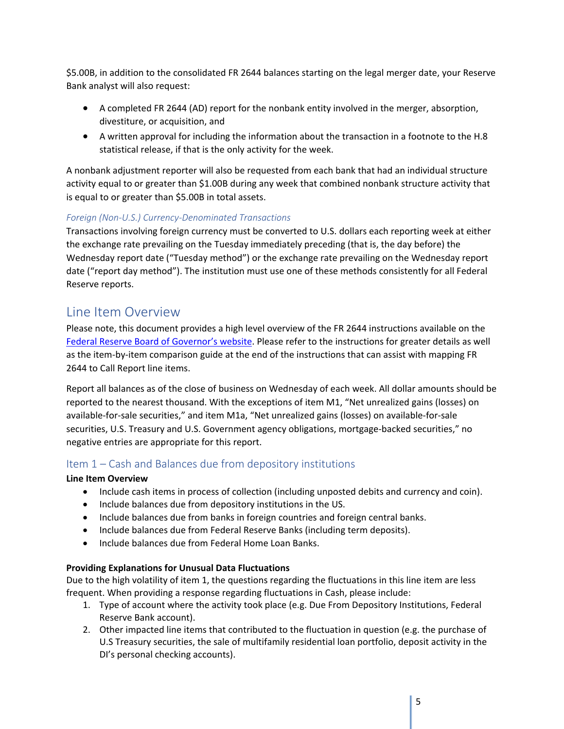$5.00B, in addition to the consolidated FR 2644 balances starting on the legal merger date, your Reserve Bank analyst will also request:

- A completed FR 2644 (AD) report for the nonbank entity involved in the merger, absorption, divestiture, or acquisition, and
- A written approval for including the information about the transaction in a footnote to the H.8 statistical release, if that is the only activity for the week.

A nonbank adjustment reporter will also be requested from each bank that had an individual structure activity equal to or greater than $1.00B during any week that combined nonbank structure activity that is equal to or greater than $5.00B in total assets.

#### *Foreign (Non-U.S.) Currency-Denominated Transactions*

Transactions involving foreign currency must be converted to U.S. dollars each reporting week at either the exchange rate prevailing on the Tuesday immediately preceding (that is, the day before) the Wednesday report date ("Tuesday method") or the exchange rate prevailing on the Wednesday report date ("report day method"). The institution must use one of these methods consistently for all Federal Reserve reports.

## Line Item Overview

Please note, this document provides a high level overview of the FR 2644 instructions available on the [Federal Reserve Board of Governor's website](). Please refer to the instructions for greater details as well as the item-by-item comparison guide at the end of the instructions that can assist with mapping FR 2644 to Call Report line items.

Report all balances as of the close of business on Wednesday of each week. All dollar amounts should be reported to the nearest thousand. With the exceptions of item M1, "Net unrealized gains (losses) on available-for-sale securities," and item M1a, "Net unrealized gains (losses) on available-for-sale securities, U.S. Treasury and U.S. Government agency obligations, mortgage-backed securities," no negative entries are appropriate for this report.

### Item 1 – Cash and Balances due from depository institutions

**Line Item Overview**

- Include cash items in process of collection (including unposted debits and currency and coin).
- Include balances due from depository institutions in the US.
- Include balances due from banks in foreign countries and foreign central banks.
- Include balances due from Federal Reserve Banks (including term deposits).
- Include balances due from Federal Home Loan Banks.

**Providing Explanations for Unusual Data Fluctuations**

Due to the high volatility of item 1, the questions regarding the fluctuations in this line item are less frequent. When providing a response regarding fluctuations in Cash, please include:

1. Type of account where the activity took place (e.g. Due From Depository Institutions, Federal Reserve Bank account).
2. Other impacted line items that contributed to the fluctuation in question (e.g. the purchase of U.S Treasury securities, the sale of multifamily residential loan portfolio, deposit activity in the DI's personal checking accounts).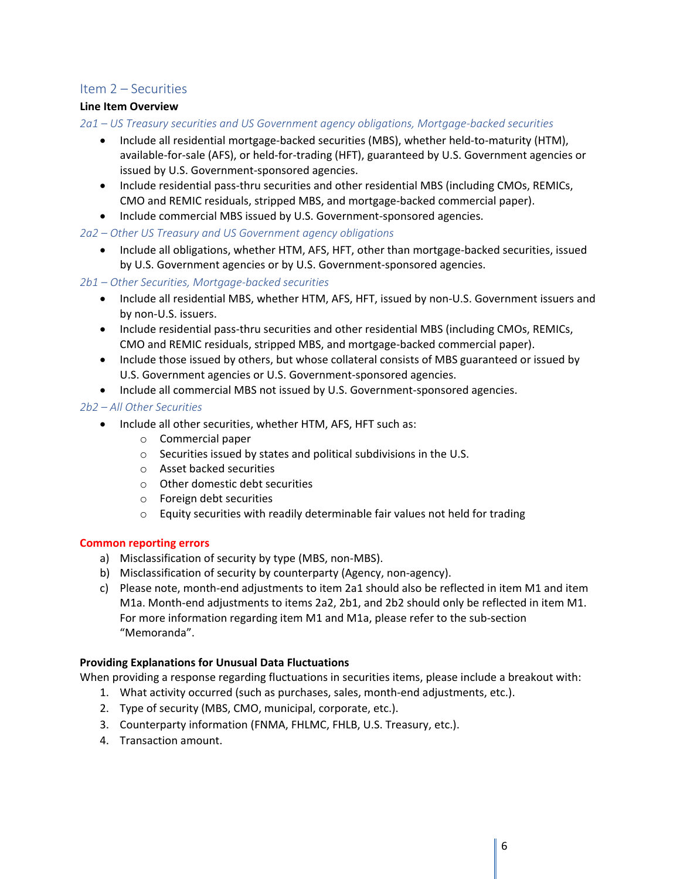## Item 2 – Securities

**Line Item Overview**

*2a1 – US Treasury securities and US Government agency obligations, Mortgage-backed securities*

- Include all residential mortgage-backed securities (MBS), whether held-to-maturity (HTM), available-for-sale (AFS), or held-for-trading (HFT), guaranteed by U.S. Government agencies or issued by U.S. Government-sponsored agencies.
- Include residential pass-thru securities and other residential MBS (including CMOs, REMICs, CMO and REMIC residuals, stripped MBS, and mortgage-backed commercial paper).
- Include commercial MBS issued by U.S. Government-sponsored agencies.

*2a2 – Other US Treasury and US Government agency obligations*

- Include all obligations, whether HTM, AFS, HFT, other than mortgage-backed securities, issued by U.S. Government agencies or by U.S. Government-sponsored agencies.

*2b1 – Other Securities, Mortgage-backed securities*

- Include all residential MBS, whether HTM, AFS, HFT, issued by non-U.S. Government issuers and by non-U.S. issuers.
- Include residential pass-thru securities and other residential MBS (including CMOs, REMICs, CMO and REMIC residuals, stripped MBS, and mortgage-backed commercial paper).
- Include those issued by others, but whose collateral consists of MBS guaranteed or issued by U.S. Government agencies or U.S. Government-sponsored agencies.
- Include all commercial MBS not issued by U.S. Government-sponsored agencies.

*2b2 – All Other Securities*

- Include all other securities, whether HTM, AFS, HFT such as:
  - Commercial paper
  - Securities issued by states and political subdivisions in the U.S.
  - Asset backed securities
  - Other domestic debt securities
  - Foreign debt securities
  - Equity securities with readily determinable fair values not held for trading

**Common reporting errors**

a) Misclassification of security by type (MBS, non-MBS).
b) Misclassification of security by counterparty (Agency, non-agency).
c) Please note, month-end adjustments to item 2a1 should also be reflected in item M1 and item M1a. Month-end adjustments to items 2a2, 2b1, and 2b2 should only be reflected in item M1. For more information regarding item M1 and M1a, please refer to the sub-section "Memoranda".

**Providing Explanations for Unusual Data Fluctuations**

When providing a response regarding fluctuations in securities items, please include a breakout with:

1. What activity occurred (such as purchases, sales, month-end adjustments, etc.).
2. Type of security (MBS, CMO, municipal, corporate, etc.).
3. Counterparty information (FNMA, FHLMC, FHLB, U.S. Treasury, etc.).
4. Transaction amount.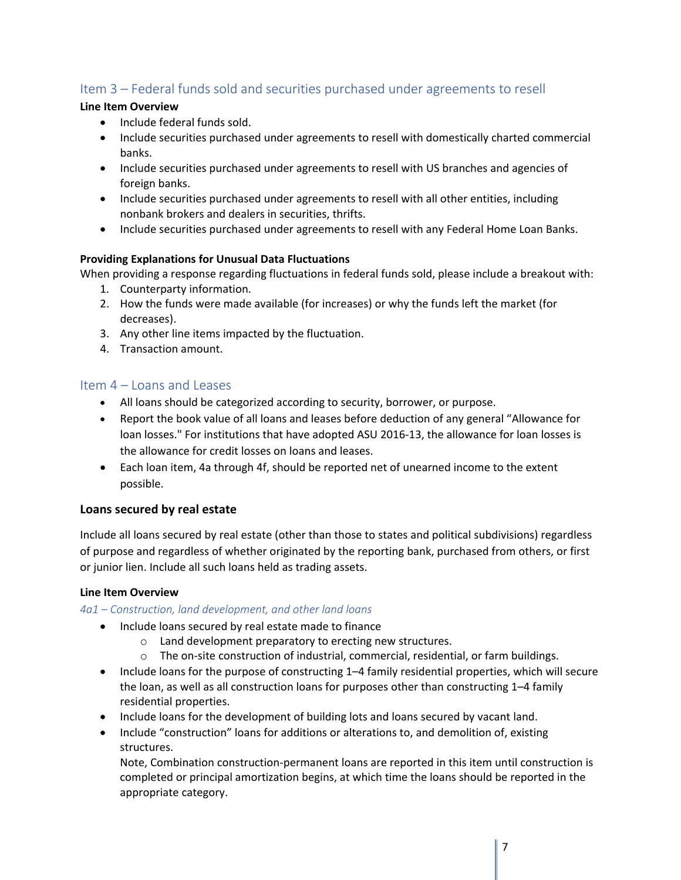## Item 3 – Federal funds sold and securities purchased under agreements to resell

**Line Item Overview**

- Include federal funds sold.
- Include securities purchased under agreements to resell with domestically charted commercial banks.
- Include securities purchased under agreements to resell with US branches and agencies of foreign banks.
- Include securities purchased under agreements to resell with all other entities, including nonbank brokers and dealers in securities, thrifts.
- Include securities purchased under agreements to resell with any Federal Home Loan Banks.

**Providing Explanations for Unusual Data Fluctuations**

When providing a response regarding fluctuations in federal funds sold, please include a breakout with:

1. Counterparty information.
2. How the funds were made available (for increases) or why the funds left the market (for decreases).
3. Any other line items impacted by the fluctuation.
4. Transaction amount.

## Item 4 – Loans and Leases

- All loans should be categorized according to security, borrower, or purpose.
- Report the book value of all loans and leases before deduction of any general "Allowance for loan losses." For institutions that have adopted ASU 2016-13, the allowance for loan losses is the allowance for credit losses on loans and leases.
- Each loan item, 4a through 4f, should be reported net of unearned income to the extent possible.

### Loans secured by real estate

Include all loans secured by real estate (other than those to states and political subdivisions) regardless of purpose and regardless of whether originated by the reporting bank, purchased from others, or first or junior lien. Include all such loans held as trading assets.

**Line Item Overview**

*4a1 – Construction, land development, and other land loans*

- Include loans secured by real estate made to finance
  - Land development preparatory to erecting new structures.
  - The on-site construction of industrial, commercial, residential, or farm buildings.
- Include loans for the purpose of constructing 1–4 family residential properties, which will secure the loan, as well as all construction loans for purposes other than constructing 1–4 family residential properties.
- Include loans for the development of building lots and loans secured by vacant land.
- Include "construction" loans for additions or alterations to, and demolition of, existing structures.
  Note, Combination construction-permanent loans are reported in this item until construction is completed or principal amortization begins, at which time the loans should be reported in the appropriate category.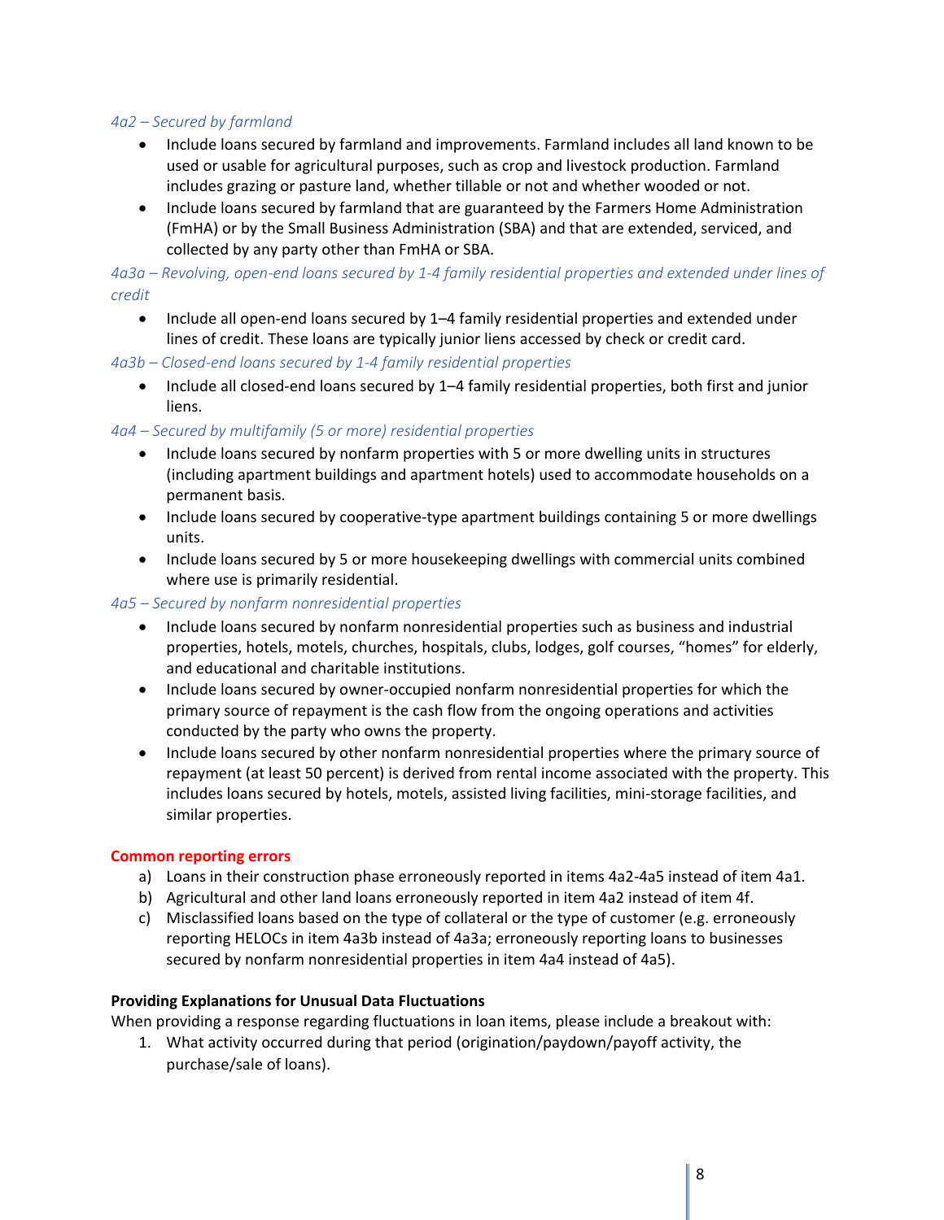*4a2 – Secured by farmland*

- Include loans secured by farmland and improvements. Farmland includes all land known to be used or usable for agricultural purposes, such as crop and livestock production. Farmland includes grazing or pasture land, whether tillable or not and whether wooded or not.
- Include loans secured by farmland that are guaranteed by the Farmers Home Administration (FmHA) or by the Small Business Administration (SBA) and that are extended, serviced, and collected by any party other than FmHA or SBA.

*4a3a – Revolving, open-end loans secured by 1-4 family residential properties and extended under lines of credit*

- Include all open-end loans secured by 1–4 family residential properties and extended under lines of credit. These loans are typically junior liens accessed by check or credit card.

*4a3b – Closed-end loans secured by 1-4 family residential properties*

- Include all closed-end loans secured by 1–4 family residential properties, both first and junior liens.

*4a4 – Secured by multifamily (5 or more) residential properties*

- Include loans secured by nonfarm properties with 5 or more dwelling units in structures (including apartment buildings and apartment hotels) used to accommodate households on a permanent basis.
- Include loans secured by cooperative-type apartment buildings containing 5 or more dwellings units.
- Include loans secured by 5 or more housekeeping dwellings with commercial units combined where use is primarily residential.

*4a5 – Secured by nonfarm nonresidential properties*

- Include loans secured by nonfarm nonresidential properties such as business and industrial properties, hotels, motels, churches, hospitals, clubs, lodges, golf courses, "homes" for elderly, and educational and charitable institutions.
- Include loans secured by owner-occupied nonfarm nonresidential properties for which the primary source of repayment is the cash flow from the ongoing operations and activities conducted by the party who owns the property.
- Include loans secured by other nonfarm nonresidential properties where the primary source of repayment (at least 50 percent) is derived from rental income associated with the property. This includes loans secured by hotels, motels, assisted living facilities, mini-storage facilities, and similar properties.

**Common reporting errors**

a) Loans in their construction phase erroneously reported in items 4a2-4a5 instead of item 4a1.
b) Agricultural and other land loans erroneously reported in item 4a2 instead of item 4f.
c) Misclassified loans based on the type of collateral or the type of customer (e.g. erroneously reporting HELOCs in item 4a3b instead of 4a3a; erroneously reporting loans to businesses secured by nonfarm nonresidential properties in item 4a4 instead of 4a5).

**Providing Explanations for Unusual Data Fluctuations**

When providing a response regarding fluctuations in loan items, please include a breakout with:

1. What activity occurred during that period (origination/paydown/payoff activity, the purchase/sale of loans).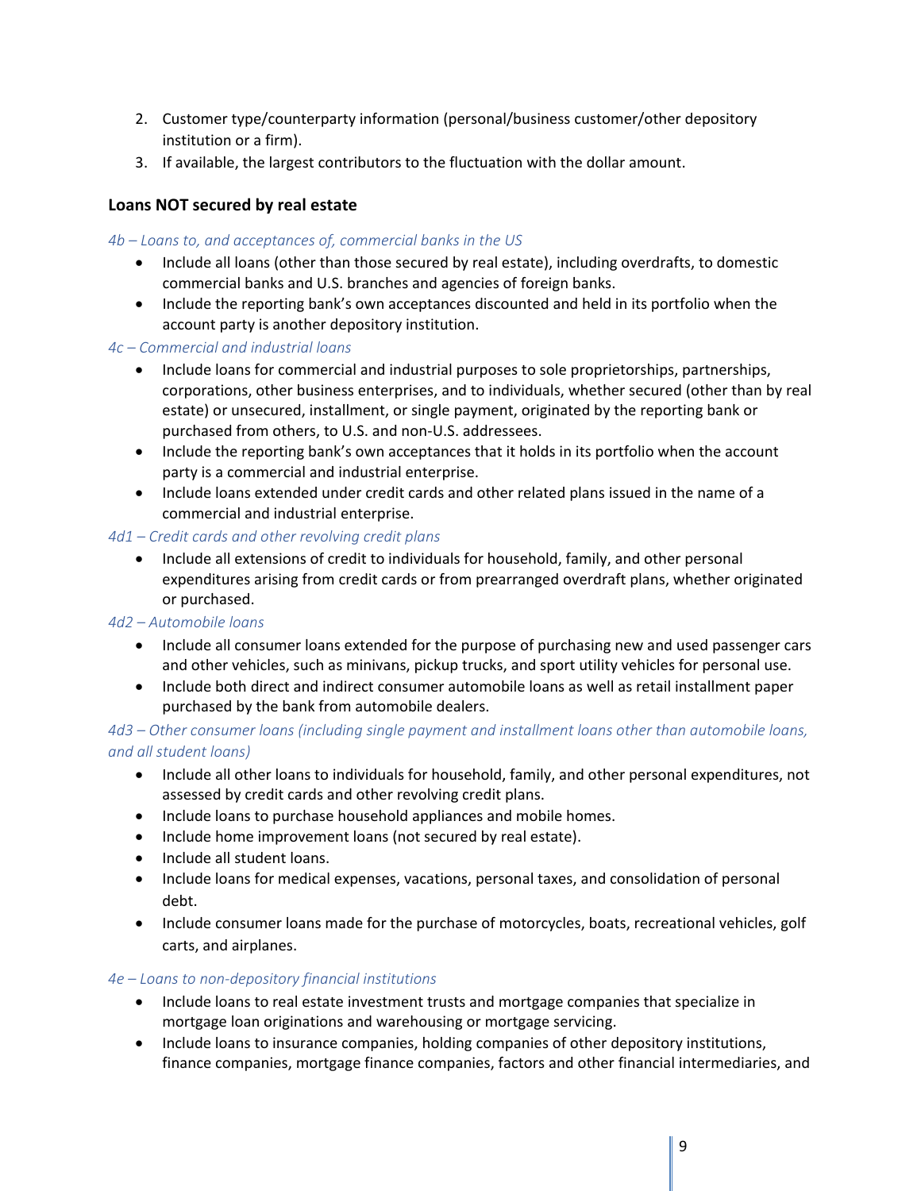2. Customer type/counterparty information (personal/business customer/other depository institution or a firm).
3. If available, the largest contributors to the fluctuation with the dollar amount.

### Loans NOT secured by real estate

*4b – Loans to, and acceptances of, commercial banks in the US*

- Include all loans (other than those secured by real estate), including overdrafts, to domestic commercial banks and U.S. branches and agencies of foreign banks.
- Include the reporting bank's own acceptances discounted and held in its portfolio when the account party is another depository institution.

*4c – Commercial and industrial loans*

- Include loans for commercial and industrial purposes to sole proprietorships, partnerships, corporations, other business enterprises, and to individuals, whether secured (other than by real estate) or unsecured, installment, or single payment, originated by the reporting bank or purchased from others, to U.S. and non-U.S. addressees.
- Include the reporting bank's own acceptances that it holds in its portfolio when the account party is a commercial and industrial enterprise.
- Include loans extended under credit cards and other related plans issued in the name of a commercial and industrial enterprise.

*4d1 – Credit cards and other revolving credit plans*

- Include all extensions of credit to individuals for household, family, and other personal expenditures arising from credit cards or from prearranged overdraft plans, whether originated or purchased.

*4d2 – Automobile loans*

- Include all consumer loans extended for the purpose of purchasing new and used passenger cars and other vehicles, such as minivans, pickup trucks, and sport utility vehicles for personal use.
- Include both direct and indirect consumer automobile loans as well as retail installment paper purchased by the bank from automobile dealers.

*4d3 – Other consumer loans (including single payment and installment loans other than automobile loans, and all student loans)*

- Include all other loans to individuals for household, family, and other personal expenditures, not assessed by credit cards and other revolving credit plans.
- Include loans to purchase household appliances and mobile homes.
- Include home improvement loans (not secured by real estate).
- Include all student loans.
- Include loans for medical expenses, vacations, personal taxes, and consolidation of personal debt.
- Include consumer loans made for the purchase of motorcycles, boats, recreational vehicles, golf carts, and airplanes.

*4e – Loans to non-depository financial institutions*

- Include loans to real estate investment trusts and mortgage companies that specialize in mortgage loan originations and warehousing or mortgage servicing.
- Include loans to insurance companies, holding companies of other depository institutions, finance companies, mortgage finance companies, factors and other financial intermediaries, and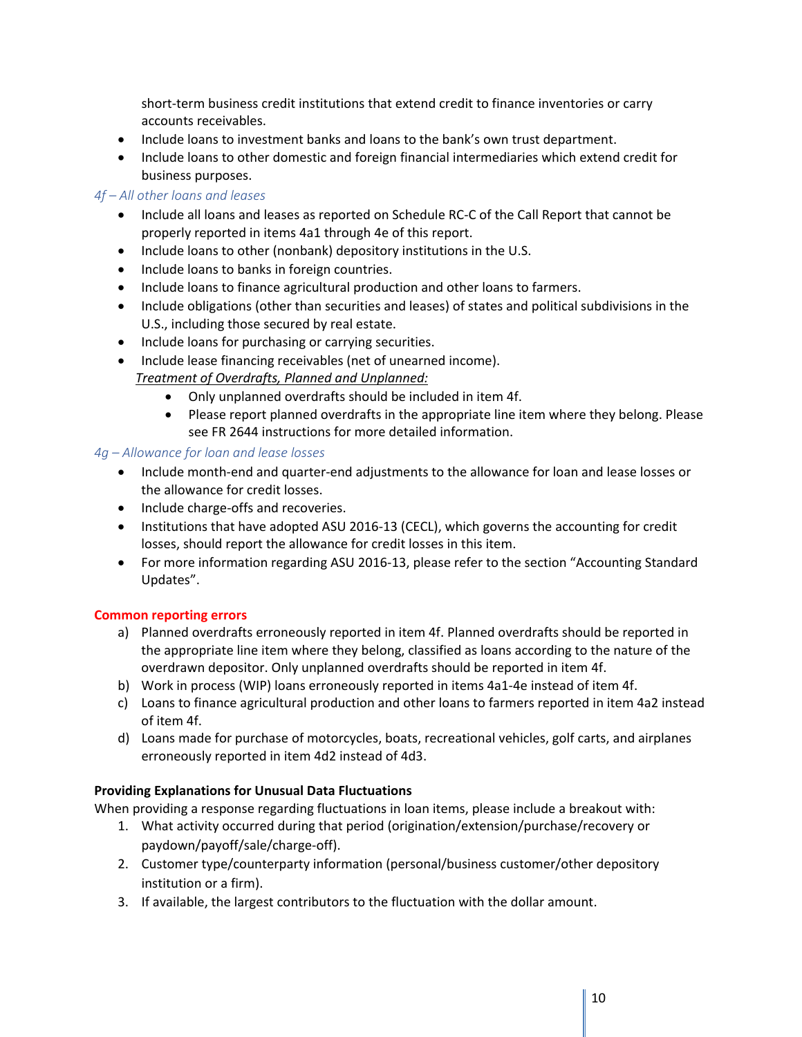short-term business credit institutions that extend credit to finance inventories or carry accounts receivables.

- Include loans to investment banks and loans to the bank's own trust department.
- Include loans to other domestic and foreign financial intermediaries which extend credit for business purposes.

*4f – All other loans and leases*

- Include all loans and leases as reported on Schedule RC-C of the Call Report that cannot be properly reported in items 4a1 through 4e of this report.
- Include loans to other (nonbank) depository institutions in the U.S.
- Include loans to banks in foreign countries.
- Include loans to finance agricultural production and other loans to farmers.
- Include obligations (other than securities and leases) of states and political subdivisions in the U.S., including those secured by real estate.
- Include loans for purchasing or carrying securities.
- Include lease financing receivables (net of unearned income).

  *Treatment of Overdrafts, Planned and Unplanned:*

  - Only unplanned overdrafts should be included in item 4f.
  - Please report planned overdrafts in the appropriate line item where they belong. Please see FR 2644 instructions for more detailed information.

*4g – Allowance for loan and lease losses*

- Include month-end and quarter-end adjustments to the allowance for loan and lease losses or the allowance for credit losses.
- Include charge-offs and recoveries.
- Institutions that have adopted ASU 2016-13 (CECL), which governs the accounting for credit losses, should report the allowance for credit losses in this item.
- For more information regarding ASU 2016-13, please refer to the section "Accounting Standard Updates".

**Common reporting errors**

a) Planned overdrafts erroneously reported in item 4f. Planned overdrafts should be reported in the appropriate line item where they belong, classified as loans according to the nature of the overdrawn depositor. Only unplanned overdrafts should be reported in item 4f.
b) Work in process (WIP) loans erroneously reported in items 4a1-4e instead of item 4f.
c) Loans to finance agricultural production and other loans to farmers reported in item 4a2 instead of item 4f.
d) Loans made for purchase of motorcycles, boats, recreational vehicles, golf carts, and airplanes erroneously reported in item 4d2 instead of 4d3.

**Providing Explanations for Unusual Data Fluctuations**

When providing a response regarding fluctuations in loan items, please include a breakout with:

1. What activity occurred during that period (origination/extension/purchase/recovery or paydown/payoff/sale/charge-off).
2. Customer type/counterparty information (personal/business customer/other depository institution or a firm).
3. If available, the largest contributors to the fluctuation with the dollar amount.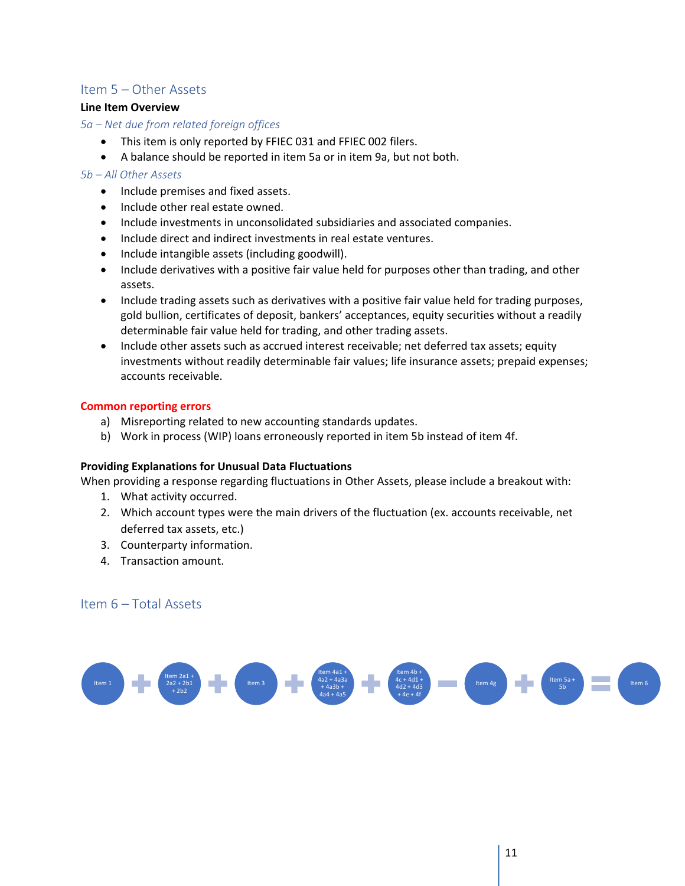## Item 5 – Other Assets

**Line Item Overview**

*5a – Net due from related foreign offices*

- This item is only reported by FFIEC 031 and FFIEC 002 filers.
- A balance should be reported in item 5a or in item 9a, but not both.

*5b – All Other Assets*

- Include premises and fixed assets.
- Include other real estate owned.
- Include investments in unconsolidated subsidiaries and associated companies.
- Include direct and indirect investments in real estate ventures.
- Include intangible assets (including goodwill).
- Include derivatives with a positive fair value held for purposes other than trading, and other assets.
- Include trading assets such as derivatives with a positive fair value held for trading purposes, gold bullion, certificates of deposit, bankers' acceptances, equity securities without a readily determinable fair value held for trading, and other trading assets.
- Include other assets such as accrued interest receivable; net deferred tax assets; equity investments without readily determinable fair values; life insurance assets; prepaid expenses; accounts receivable.

**Common reporting errors**

a) Misreporting related to new accounting standards updates.
b) Work in process (WIP) loans erroneously reported in item 5b instead of item 4f.

**Providing Explanations for Unusual Data Fluctuations**

When providing a response regarding fluctuations in Other Assets, please include a breakout with:

1. What activity occurred.
2. Which account types were the main drivers of the fluctuation (ex. accounts receivable, net deferred tax assets, etc.)
3. Counterparty information.
4. Transaction amount.

## Item 6 – Total Assets

Item 1 + Item 2a1 + 2a2 + 2b1 + 2b2 + Item 3 + Item 4a1 + 4a2 + 4a3a + 4a3b + 4a4 + 4a5 + Item 4b + 4c + 4d1 + 4d2 + 4d3 + 4e + 4f − Item 4g + Item 5a + 5b = Item 6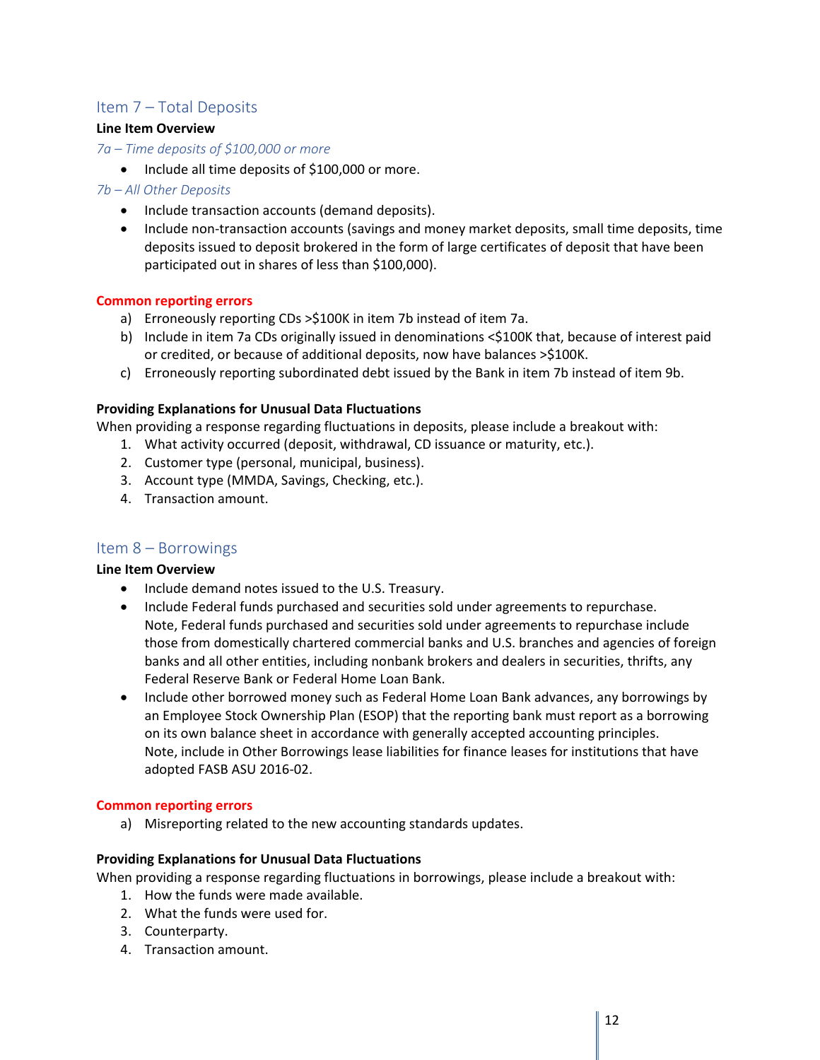## Item 7 – Total Deposits

**Line Item Overview**

*7a – Time deposits of $100,000 or more*

- Include all time deposits of $100,000 or more.

*7b – All Other Deposits*

- Include transaction accounts (demand deposits).
- Include non-transaction accounts (savings and money market deposits, small time deposits, time deposits issued to deposit brokered in the form of large certificates of deposit that have been participated out in shares of less than $100,000).

**Common reporting errors**

a) Erroneously reporting CDs >$100K in item 7b instead of item 7a.
b) Include in item 7a CDs originally issued in denominations <$100K that, because of interest paid or credited, or because of additional deposits, now have balances >$100K.
c) Erroneously reporting subordinated debt issued by the Bank in item 7b instead of item 9b.

**Providing Explanations for Unusual Data Fluctuations**

When providing a response regarding fluctuations in deposits, please include a breakout with:

1. What activity occurred (deposit, withdrawal, CD issuance or maturity, etc.).
2. Customer type (personal, municipal, business).
3. Account type (MMDA, Savings, Checking, etc.).
4. Transaction amount.

## Item 8 – Borrowings

**Line Item Overview**

- Include demand notes issued to the U.S. Treasury.
- Include Federal funds purchased and securities sold under agreements to repurchase.
  Note, Federal funds purchased and securities sold under agreements to repurchase include those from domestically chartered commercial banks and U.S. branches and agencies of foreign banks and all other entities, including nonbank brokers and dealers in securities, thrifts, any Federal Reserve Bank or Federal Home Loan Bank.
- Include other borrowed money such as Federal Home Loan Bank advances, any borrowings by an Employee Stock Ownership Plan (ESOP) that the reporting bank must report as a borrowing on its own balance sheet in accordance with generally accepted accounting principles.
  Note, include in Other Borrowings lease liabilities for finance leases for institutions that have adopted FASB ASU 2016-02.

**Common reporting errors**

a) Misreporting related to the new accounting standards updates.

**Providing Explanations for Unusual Data Fluctuations**

When providing a response regarding fluctuations in borrowings, please include a breakout with:

1. How the funds were made available.
2. What the funds were used for.
3. Counterparty.
4. Transaction amount.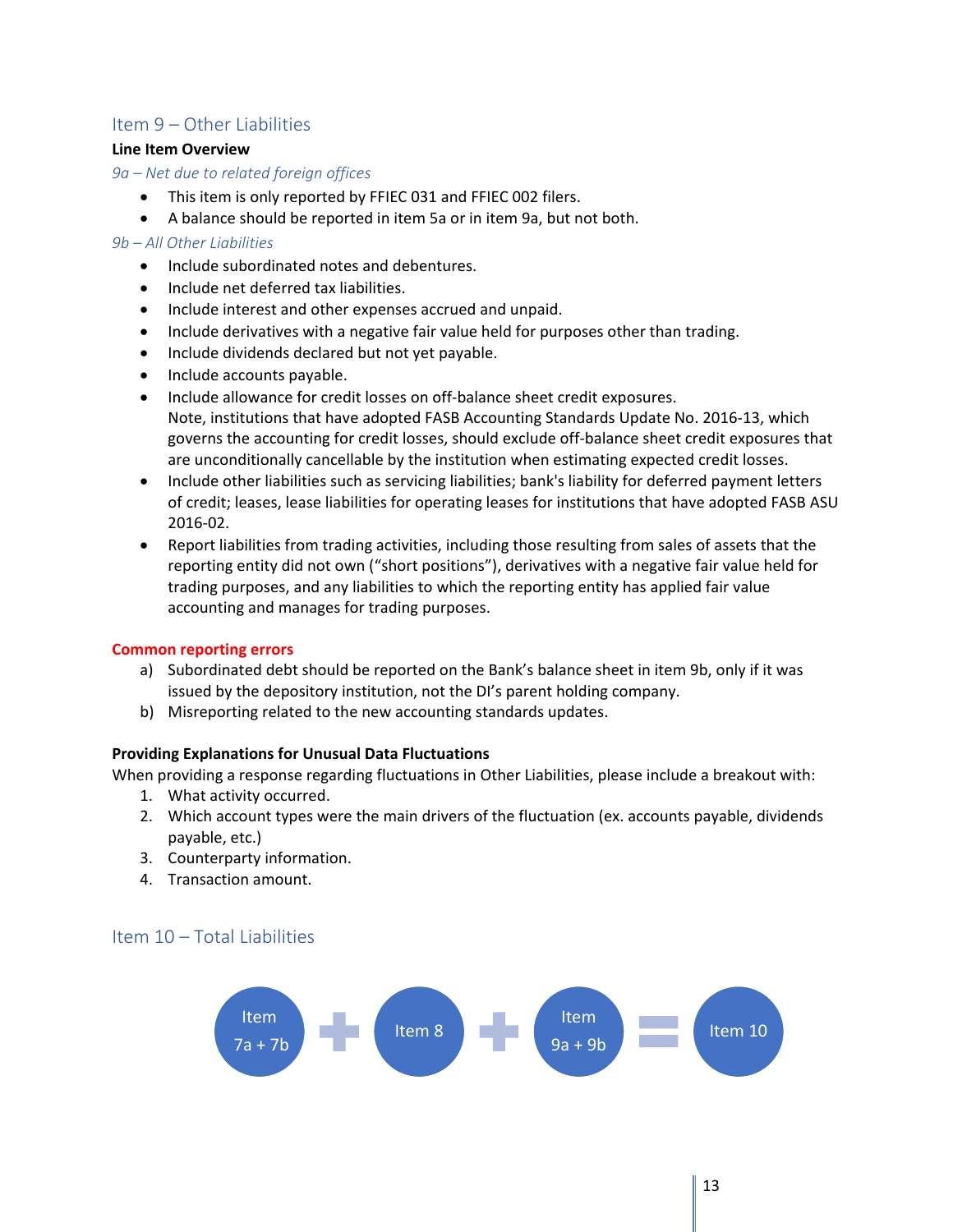## Item 9 – Other Liabilities

**Line Item Overview**

*9a – Net due to related foreign offices*

- This item is only reported by FFIEC 031 and FFIEC 002 filers.
- A balance should be reported in item 5a or in item 9a, but not both.

*9b – All Other Liabilities*

- Include subordinated notes and debentures.
- Include net deferred tax liabilities.
- Include interest and other expenses accrued and unpaid.
- Include derivatives with a negative fair value held for purposes other than trading.
- Include dividends declared but not yet payable.
- Include accounts payable.
- Include allowance for credit losses on off-balance sheet credit exposures.
  Note, institutions that have adopted FASB Accounting Standards Update No. 2016-13, which governs the accounting for credit losses, should exclude off-balance sheet credit exposures that are unconditionally cancellable by the institution when estimating expected credit losses.
- Include other liabilities such as servicing liabilities; bank's liability for deferred payment letters of credit; leases, lease liabilities for operating leases for institutions that have adopted FASB ASU 2016-02.
- Report liabilities from trading activities, including those resulting from sales of assets that the reporting entity did not own ("short positions"), derivatives with a negative fair value held for trading purposes, and any liabilities to which the reporting entity has applied fair value accounting and manages for trading purposes.

**Common reporting errors**

a) Subordinated debt should be reported on the Bank's balance sheet in item 9b, only if it was issued by the depository institution, not the DI's parent holding company.
b) Misreporting related to the new accounting standards updates.

**Providing Explanations for Unusual Data Fluctuations**

When providing a response regarding fluctuations in Other Liabilities, please include a breakout with:

1. What activity occurred.
2. Which account types were the main drivers of the fluctuation (ex. accounts payable, dividends payable, etc.)
3. Counterparty information.
4. Transaction amount.

## Item 10 – Total Liabilities

Item 7a + 7b + Item 8 + Item 9a + 9b = Item 10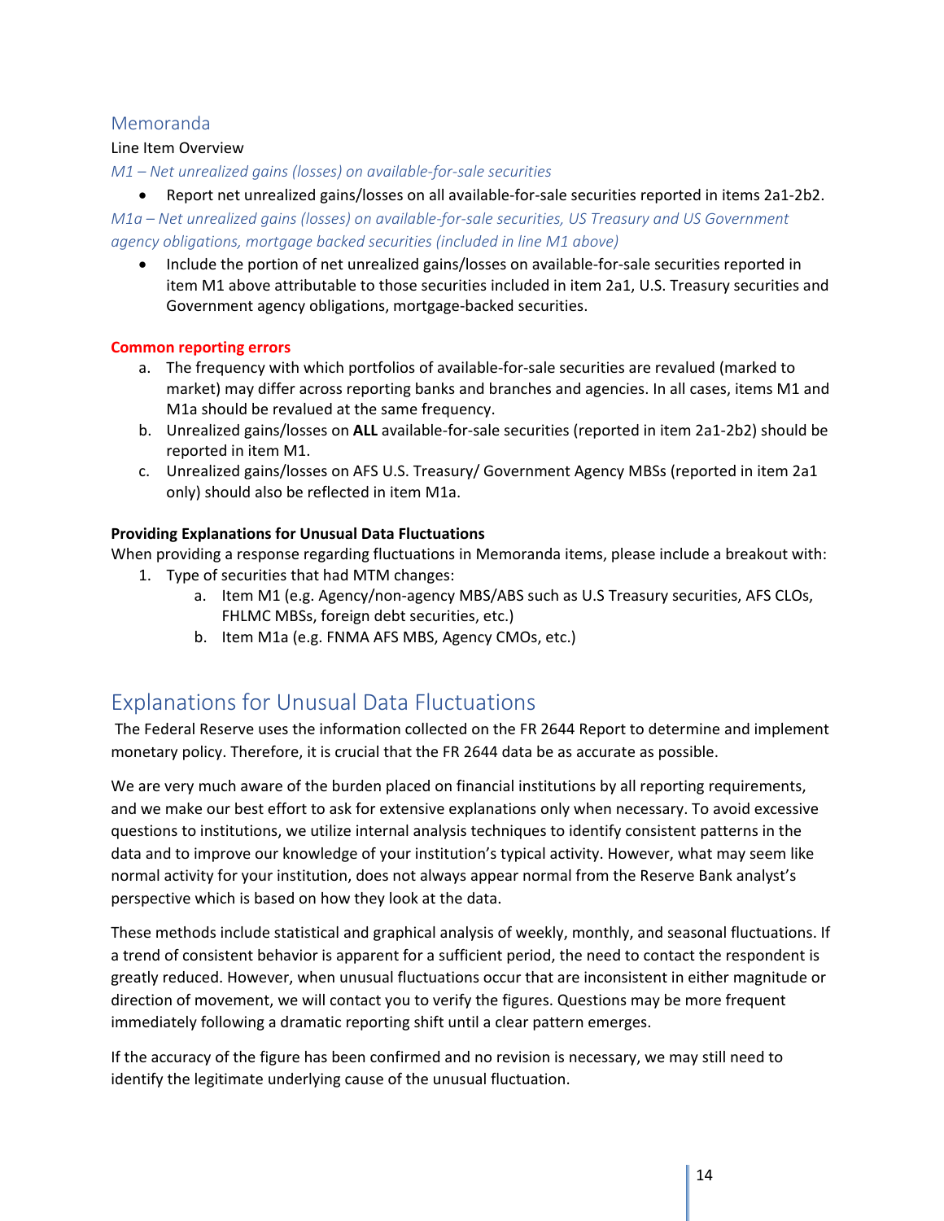## Memoranda

Line Item Overview

*M1 – Net unrealized gains (losses) on available-for-sale securities*

- Report net unrealized gains/losses on all available-for-sale securities reported in items 2a1-2b2.

*M1a – Net unrealized gains (losses) on available-for-sale securities, US Treasury and US Government agency obligations, mortgage backed securities (included in line M1 above)*

- Include the portion of net unrealized gains/losses on available-for-sale securities reported in item M1 above attributable to those securities included in item 2a1, U.S. Treasury securities and Government agency obligations, mortgage-backed securities.

**Common reporting errors**

a. The frequency with which portfolios of available-for-sale securities are revalued (marked to market) may differ across reporting banks and branches and agencies. In all cases, items M1 and M1a should be revalued at the same frequency.
b. Unrealized gains/losses on **ALL** available-for-sale securities (reported in item 2a1-2b2) should be reported in item M1.
c. Unrealized gains/losses on AFS U.S. Treasury/ Government Agency MBSs (reported in item 2a1 only) should also be reflected in item M1a.

**Providing Explanations for Unusual Data Fluctuations**

When providing a response regarding fluctuations in Memoranda items, please include a breakout with:

1. Type of securities that had MTM changes:
    a. Item M1 (e.g. Agency/non-agency MBS/ABS such as U.S Treasury securities, AFS CLOs, FHLMC MBSs, foreign debt securities, etc.)
    b. Item M1a (e.g. FNMA AFS MBS, Agency CMOs, etc.)

# Explanations for Unusual Data Fluctuations

The Federal Reserve uses the information collected on the FR 2644 Report to determine and implement monetary policy. Therefore, it is crucial that the FR 2644 data be as accurate as possible.

We are very much aware of the burden placed on financial institutions by all reporting requirements, and we make our best effort to ask for extensive explanations only when necessary. To avoid excessive questions to institutions, we utilize internal analysis techniques to identify consistent patterns in the data and to improve our knowledge of your institution's typical activity. However, what may seem like normal activity for your institution, does not always appear normal from the Reserve Bank analyst's perspective which is based on how they look at the data.

These methods include statistical and graphical analysis of weekly, monthly, and seasonal fluctuations. If a trend of consistent behavior is apparent for a sufficient period, the need to contact the respondent is greatly reduced. However, when unusual fluctuations occur that are inconsistent in either magnitude or direction of movement, we will contact you to verify the figures. Questions may be more frequent immediately following a dramatic reporting shift until a clear pattern emerges.

If the accuracy of the figure has been confirmed and no revision is necessary, we may still need to identify the legitimate underlying cause of the unusual fluctuation.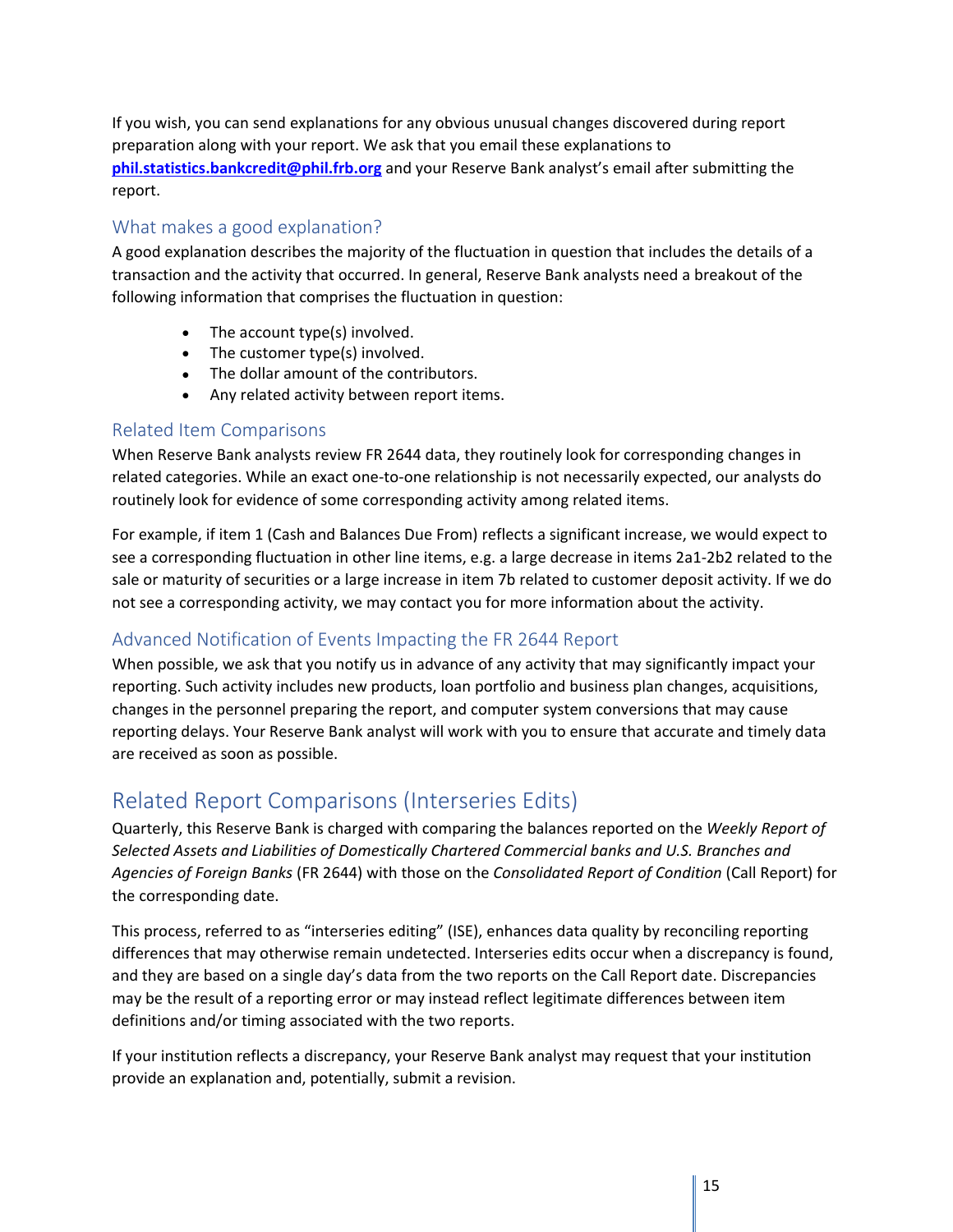If you wish, you can send explanations for any obvious unusual changes discovered during report preparation along with your report. We ask that you email these explanations to **phil.statistics.bankcredit@phil.frb.org** and your Reserve Bank analyst's email after submitting the report.

### What makes a good explanation?

A good explanation describes the majority of the fluctuation in question that includes the details of a transaction and the activity that occurred. In general, Reserve Bank analysts need a breakout of the following information that comprises the fluctuation in question:

- The account type(s) involved.
- The customer type(s) involved.
- The dollar amount of the contributors.
- Any related activity between report items.

### Related Item Comparisons

When Reserve Bank analysts review FR 2644 data, they routinely look for corresponding changes in related categories. While an exact one-to-one relationship is not necessarily expected, our analysts do routinely look for evidence of some corresponding activity among related items.

For example, if item 1 (Cash and Balances Due From) reflects a significant increase, we would expect to see a corresponding fluctuation in other line items, e.g. a large decrease in items 2a1-2b2 related to the sale or maturity of securities or a large increase in item 7b related to customer deposit activity. If we do not see a corresponding activity, we may contact you for more information about the activity.

### Advanced Notification of Events Impacting the FR 2644 Report

When possible, we ask that you notify us in advance of any activity that may significantly impact your reporting. Such activity includes new products, loan portfolio and business plan changes, acquisitions, changes in the personnel preparing the report, and computer system conversions that may cause reporting delays. Your Reserve Bank analyst will work with you to ensure that accurate and timely data are received as soon as possible.

## Related Report Comparisons (Interseries Edits)

Quarterly, this Reserve Bank is charged with comparing the balances reported on the *Weekly Report of Selected Assets and Liabilities of Domestically Chartered Commercial banks and U.S. Branches and Agencies of Foreign Banks* (FR 2644) with those on the *Consolidated Report of Condition* (Call Report) for the corresponding date.

This process, referred to as "interseries editing" (ISE), enhances data quality by reconciling reporting differences that may otherwise remain undetected. Interseries edits occur when a discrepancy is found, and they are based on a single day's data from the two reports on the Call Report date. Discrepancies may be the result of a reporting error or may instead reflect legitimate differences between item definitions and/or timing associated with the two reports.

If your institution reflects a discrepancy, your Reserve Bank analyst may request that your institution provide an explanation and, potentially, submit a revision.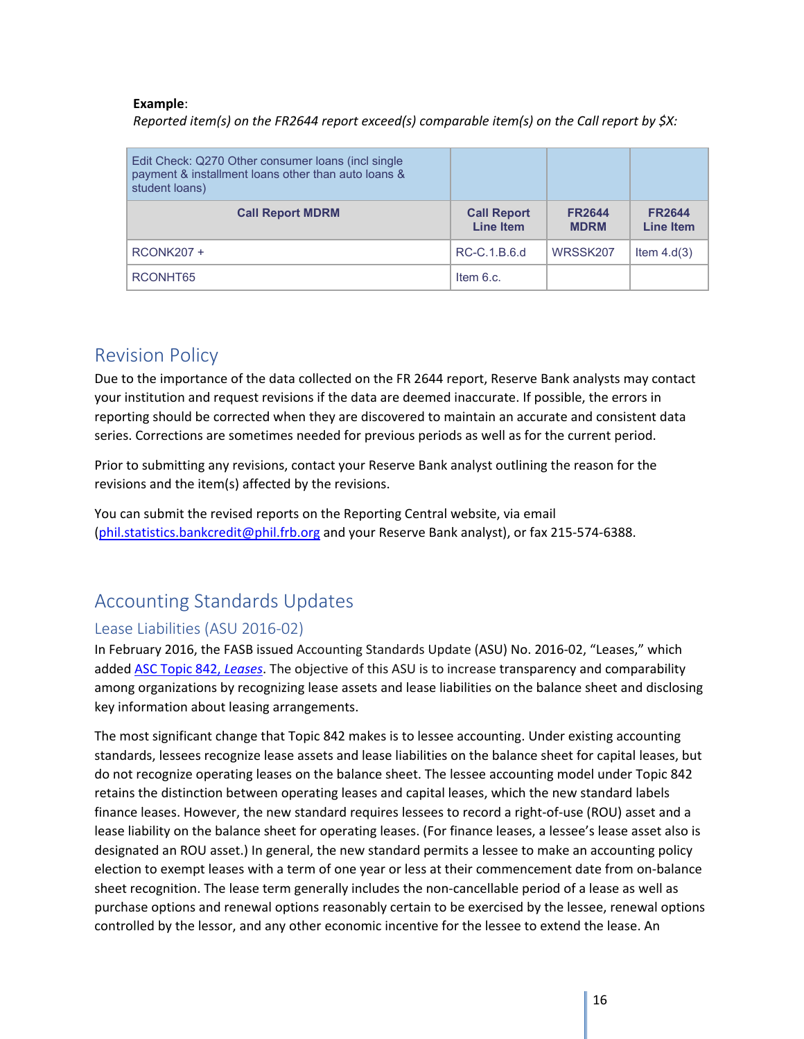**Example**:
*Reported item(s) on the FR2644 report exceed(s) comparable item(s) on the Call report by $X:*

| Edit Check: Q270 Other consumer loans (incl single payment & installment loans other than auto loans & student loans) | | | |
|---|---|---|---|
| **Call Report MDRM** | **Call Report Line Item** | **FR2644 MDRM** | **FR2644 Line Item** |
| RCONK207 + | RC-C.1.B.6.d | WRSSK207 | Item 4.d(3) |
| RCONHT65 | Item 6.c. | | |

## Revision Policy

Due to the importance of the data collected on the FR 2644 report, Reserve Bank analysts may contact your institution and request revisions if the data are deemed inaccurate. If possible, the errors in reporting should be corrected when they are discovered to maintain an accurate and consistent data series. Corrections are sometimes needed for previous periods as well as for the current period.

Prior to submitting any revisions, contact your Reserve Bank analyst outlining the reason for the revisions and the item(s) affected by the revisions.

You can submit the revised reports on the Reporting Central website, via email (phil.statistics.bankcredit@phil.frb.org and your Reserve Bank analyst), or fax 215-574-6388.

## Accounting Standards Updates

### Lease Liabilities (ASU 2016-02)

In February 2016, the FASB issued Accounting Standards Update (ASU) No. 2016-02, "Leases," which added ASC Topic 842, *Leases*. The objective of this ASU is to increase transparency and comparability among organizations by recognizing lease assets and lease liabilities on the balance sheet and disclosing key information about leasing arrangements.

The most significant change that Topic 842 makes is to lessee accounting. Under existing accounting standards, lessees recognize lease assets and lease liabilities on the balance sheet for capital leases, but do not recognize operating leases on the balance sheet. The lessee accounting model under Topic 842 retains the distinction between operating leases and capital leases, which the new standard labels finance leases. However, the new standard requires lessees to record a right-of-use (ROU) asset and a lease liability on the balance sheet for operating leases. (For finance leases, a lessee's lease asset also is designated an ROU asset.) In general, the new standard permits a lessee to make an accounting policy election to exempt leases with a term of one year or less at their commencement date from on-balance sheet recognition. The lease term generally includes the non-cancellable period of a lease as well as purchase options and renewal options reasonably certain to be exercised by the lessee, renewal options controlled by the lessor, and any other economic incentive for the lessee to extend the lease. An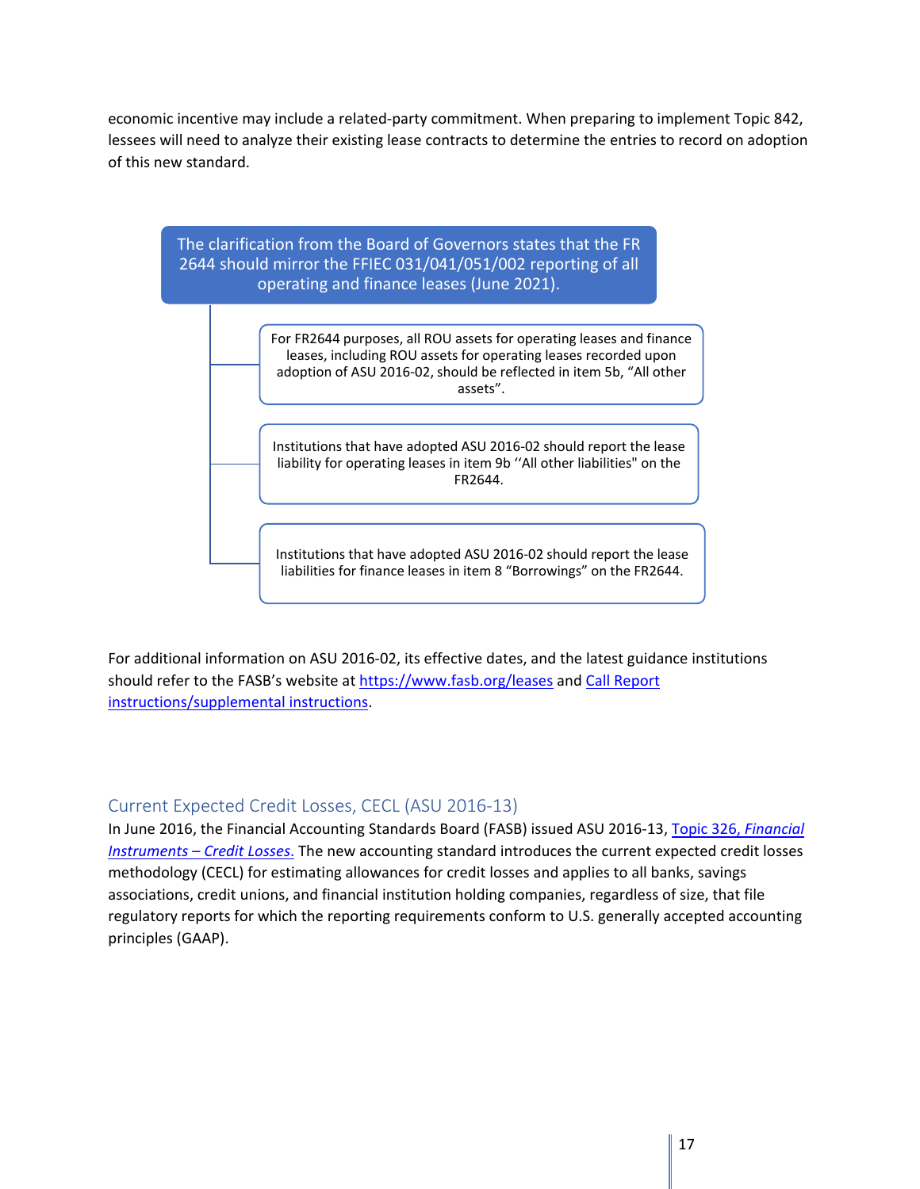economic incentive may include a related-party commitment. When preparing to implement Topic 842, lessees will need to analyze their existing lease contracts to determine the entries to record on adoption of this new standard.

The clarification from the Board of Governors states that the FR 2644 should mirror the FFIEC 031/041/051/002 reporting of all operating and finance leases (June 2021).

- For FR2644 purposes, all ROU assets for operating leases and finance leases, including ROU assets for operating leases recorded upon adoption of ASU 2016-02, should be reflected in item 5b, "All other assets".
- Institutions that have adopted ASU 2016-02 should report the lease liability for operating leases in item 9b ''All other liabilities" on the FR2644.
- Institutions that have adopted ASU 2016-02 should report the lease liabilities for finance leases in item 8 "Borrowings" on the FR2644.

For additional information on ASU 2016-02, its effective dates, and the latest guidance institutions should refer to the FASB's website at https://www.fasb.org/leases and Call Report instructions/supplemental instructions.

## Current Expected Credit Losses, CECL (ASU 2016-13)

In June 2016, the Financial Accounting Standards Board (FASB) issued ASU 2016-13, Topic 326, *Financial Instruments – Credit Losses*. The new accounting standard introduces the current expected credit losses methodology (CECL) for estimating allowances for credit losses and applies to all banks, savings associations, credit unions, and financial institution holding companies, regardless of size, that file regulatory reports for which the reporting requirements conform to U.S. generally accepted accounting principles (GAAP).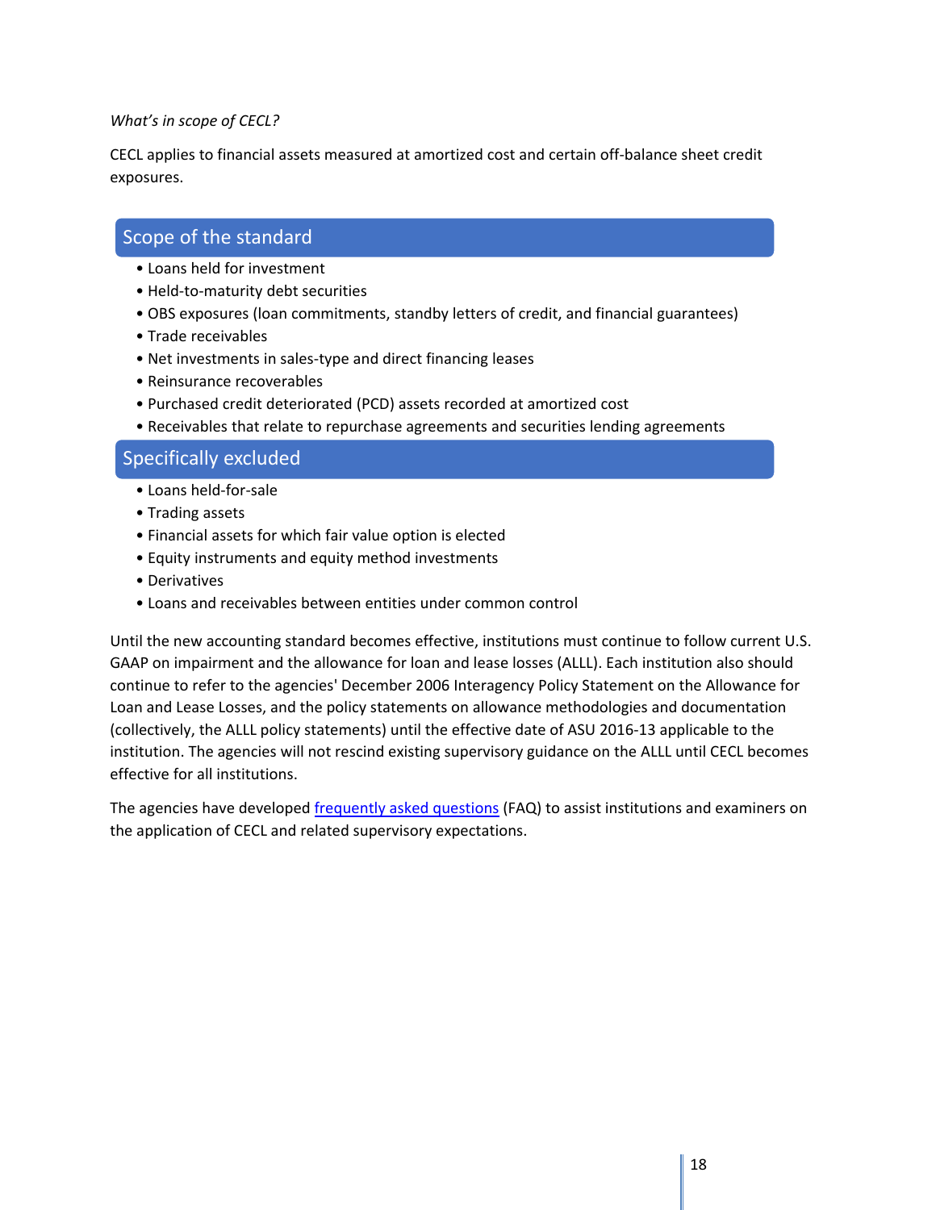*What's in scope of CECL?*

CECL applies to financial assets measured at amortized cost and certain off-balance sheet credit exposures.

## Scope of the standard

- Loans held for investment
- Held-to-maturity debt securities
- OBS exposures (loan commitments, standby letters of credit, and financial guarantees)
- Trade receivables
- Net investments in sales-type and direct financing leases
- Reinsurance recoverables
- Purchased credit deteriorated (PCD) assets recorded at amortized cost
- Receivables that relate to repurchase agreements and securities lending agreements

## Specifically excluded

- Loans held-for-sale
- Trading assets
- Financial assets for which fair value option is elected
- Equity instruments and equity method investments
- Derivatives
- Loans and receivables between entities under common control

Until the new accounting standard becomes effective, institutions must continue to follow current U.S. GAAP on impairment and the allowance for loan and lease losses (ALLL). Each institution also should continue to refer to the agencies' December 2006 Interagency Policy Statement on the Allowance for Loan and Lease Losses, and the policy statements on allowance methodologies and documentation (collectively, the ALLL policy statements) until the effective date of ASU 2016-13 applicable to the institution. The agencies will not rescind existing supervisory guidance on the ALLL until CECL becomes effective for all institutions.

The agencies have developed frequently asked questions (FAQ) to assist institutions and examiners on the application of CECL and related supervisory expectations.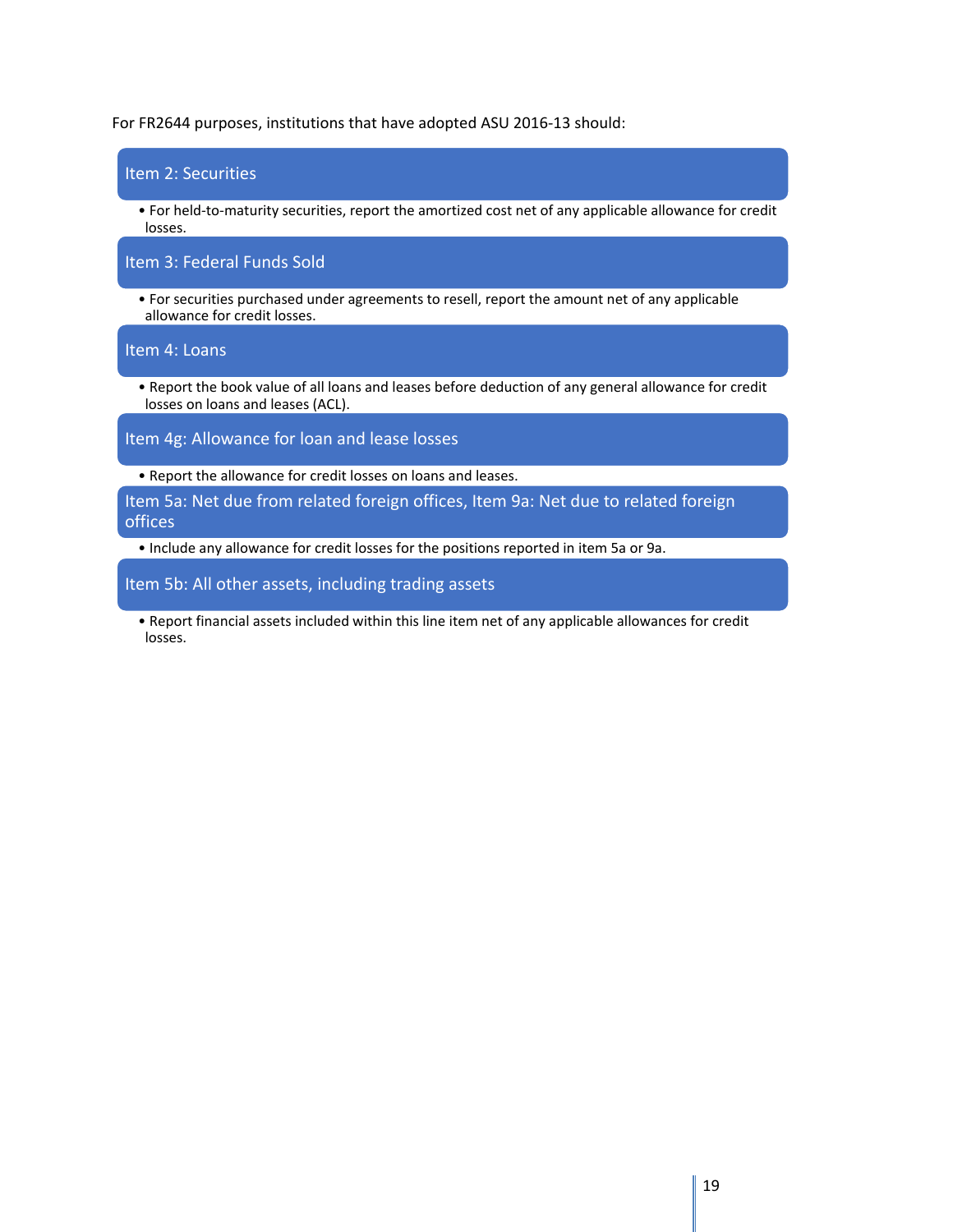For FR2644 purposes, institutions that have adopted ASU 2016-13 should:

### Item 2: Securities

- For held-to-maturity securities, report the amortized cost net of any applicable allowance for credit losses.

### Item 3: Federal Funds Sold

- For securities purchased under agreements to resell, report the amount net of any applicable allowance for credit losses.

### Item 4: Loans

- Report the book value of all loans and leases before deduction of any general allowance for credit losses on loans and leases (ACL).

### Item 4g: Allowance for loan and lease losses

- Report the allowance for credit losses on loans and leases.

### Item 5a: Net due from related foreign offices, Item 9a: Net due to related foreign offices

- Include any allowance for credit losses for the positions reported in item 5a or 9a.

### Item 5b: All other assets, including trading assets

- Report financial assets included within this line item net of any applicable allowances for credit losses.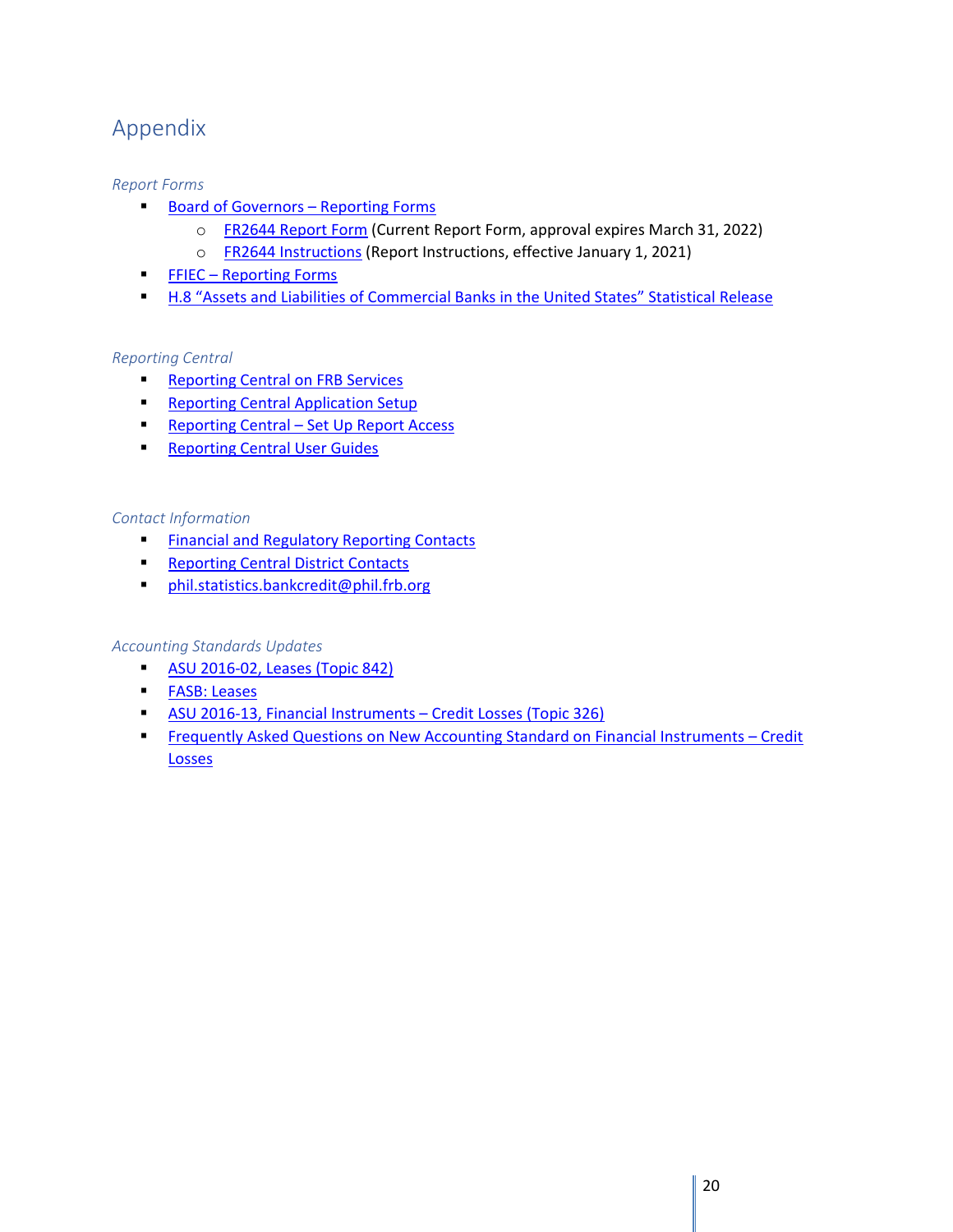# Appendix

*Report Forms*

- Board of Governors – Reporting Forms
  - FR2644 Report Form (Current Report Form, approval expires March 31, 2022)
  - FR2644 Instructions (Report Instructions, effective January 1, 2021)
- FFIEC – Reporting Forms
- H.8 "Assets and Liabilities of Commercial Banks in the United States" Statistical Release

*Reporting Central*

- Reporting Central on FRB Services
- Reporting Central Application Setup
- Reporting Central – Set Up Report Access
- Reporting Central User Guides

*Contact Information*

- Financial and Regulatory Reporting Contacts
- Reporting Central District Contacts
- phil.statistics.bankcredit@phil.frb.org

*Accounting Standards Updates*

- ASU 2016-02, Leases (Topic 842)
- FASB: Leases
- ASU 2016-13, Financial Instruments – Credit Losses (Topic 326)
- Frequently Asked Questions on New Accounting Standard on Financial Instruments – Credit Losses